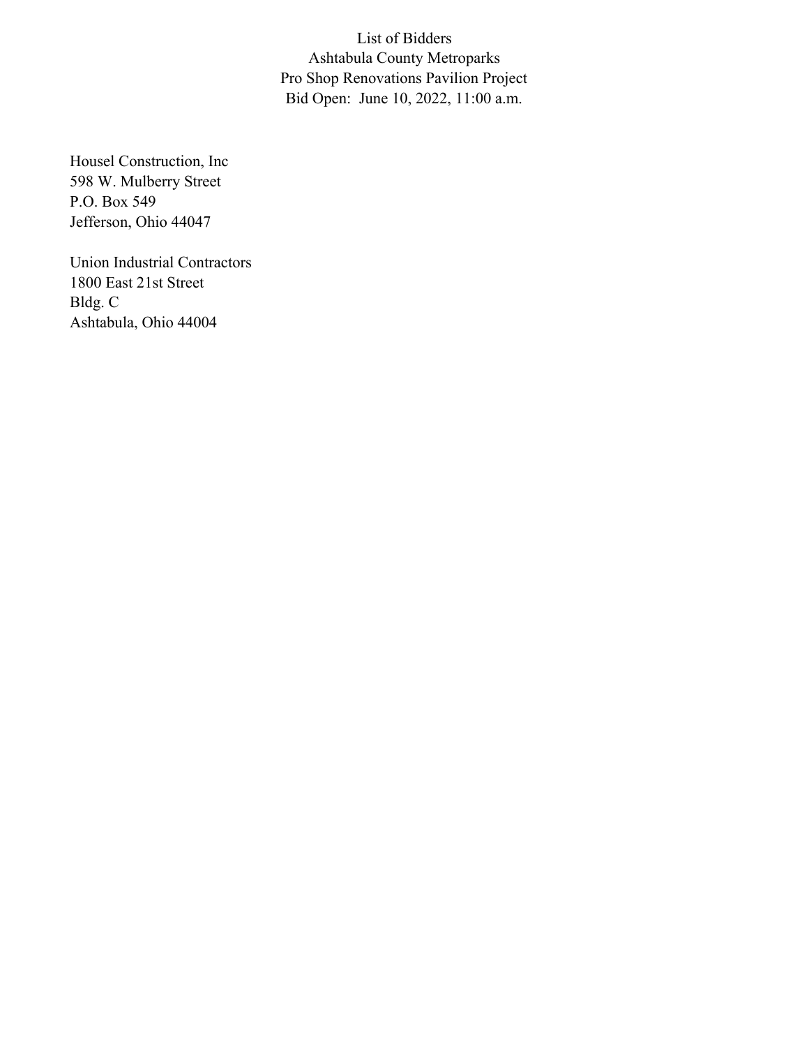# List of Bidders
## Ashtabula County Metroparks
## Pro Shop Renovations Pavilion Project
## Bid Open: June 10, 2022, 11:00 a.m.

Housel Construction, Inc
598 W. Mulberry Street
P.O. Box 549
Jefferson, Ohio 44047

Union Industrial Contractors
1800 East 21st Street
Bldg. C
Ashtabula, Ohio 44004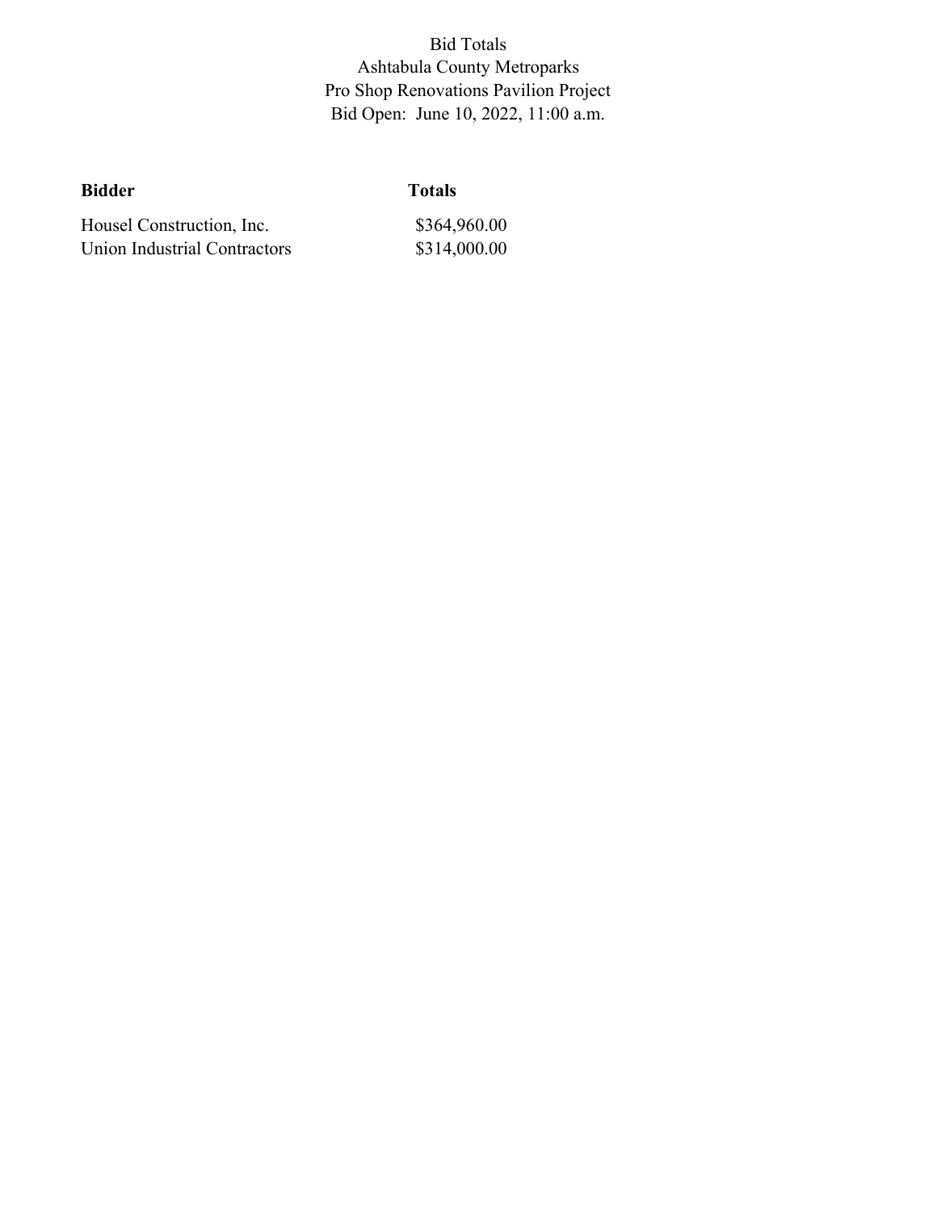# Bid Totals
## Ashtabula County Metroparks
## Pro Shop Renovations Pavilion Project
## Bid Open: June 10, 2022, 11:00 a.m.

| Bidder | Totals |
|---|---|
| Housel Construction, Inc. | $364,960.00 |
| Union Industrial Contractors | $314,000.00 |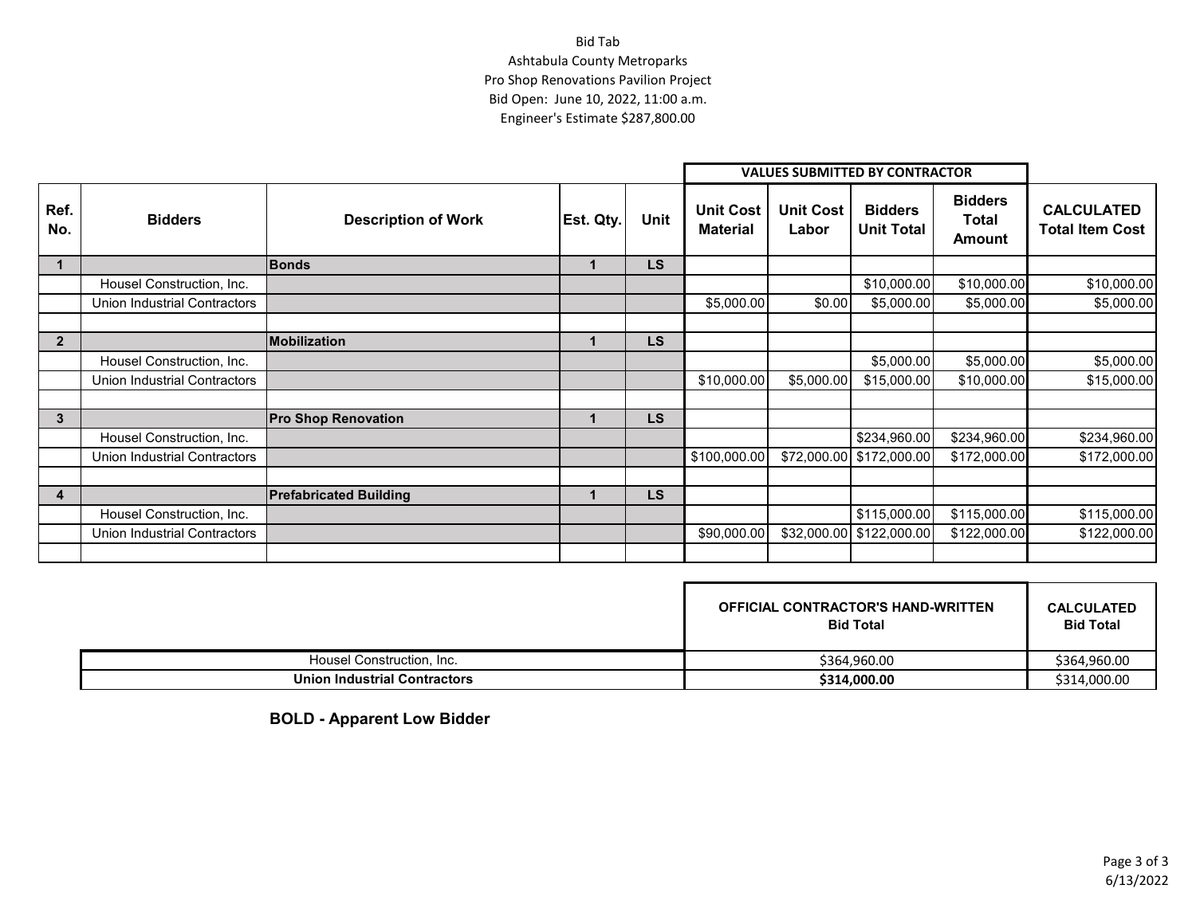Bid Tab

Ashtabula County Metroparks

Pro Shop Renovations Pavilion Project

Bid Open: June 10, 2022, 11:00 a.m.

Engineer's Estimate $287,800.00

| | | | | | VALUES SUBMITTED BY CONTRACTOR | | | | |
|---|---|---|---|---|---|---|---|---|---|
| **Ref. No.** | **Bidders** | **Description of Work** | **Est. Qty.** | **Unit** | **Unit Cost Material** | **Unit Cost Labor** | **Bidders Unit Total** | **Bidders Total Amount** | **CALCULATED Total Item Cost** |
| **1** | | **Bonds** | **1** | **LS** | | | | | |
| | Housel Construction, Inc. | | | | | | $10,000.00 | $10,000.00 | $10,000.00 |
| | Union Industrial Contractors | | | | $5,000.00 | $0.00 | $5,000.00 | $5,000.00 | $5,000.00 |
| | | | | | | | | | |
| **2** | | **Mobilization** | **1** | **LS** | | | | | |
| | Housel Construction, Inc. | | | | | | $5,000.00 | $5,000.00 | $5,000.00 |
| | Union Industrial Contractors | | | | $10,000.00 | $5,000.00 | $15,000.00 | $10,000.00 | $15,000.00 |
| | | | | | | | | | |
| **3** | | **Pro Shop Renovation** | **1** | **LS** | | | | | |
| | Housel Construction, Inc. | | | | | | $234,960.00 | $234,960.00 | $234,960.00 |
| | Union Industrial Contractors | | | | $100,000.00 | $72,000.00 | $172,000.00 | $172,000.00 | $172,000.00 |
| | | | | | | | | | |
| **4** | | **Prefabricated Building** | **1** | **LS** | | | | | |
| | Housel Construction, Inc. | | | | | | $115,000.00 | $115,000.00 | $115,000.00 |
| | Union Industrial Contractors | | | | $90,000.00 | $32,000.00 | $122,000.00 | $122,000.00 | $122,000.00 |

| | OFFICIAL CONTRACTOR'S HAND-WRITTEN Bid Total | CALCULATED Bid Total |
|---|---|---|
| Housel Construction, Inc. | $364,960.00 | $364,960.00 |
| **Union Industrial Contractors** | **$314,000.00** | $314,000.00 |

**BOLD - Apparent Low Bidder**

6/13/2022